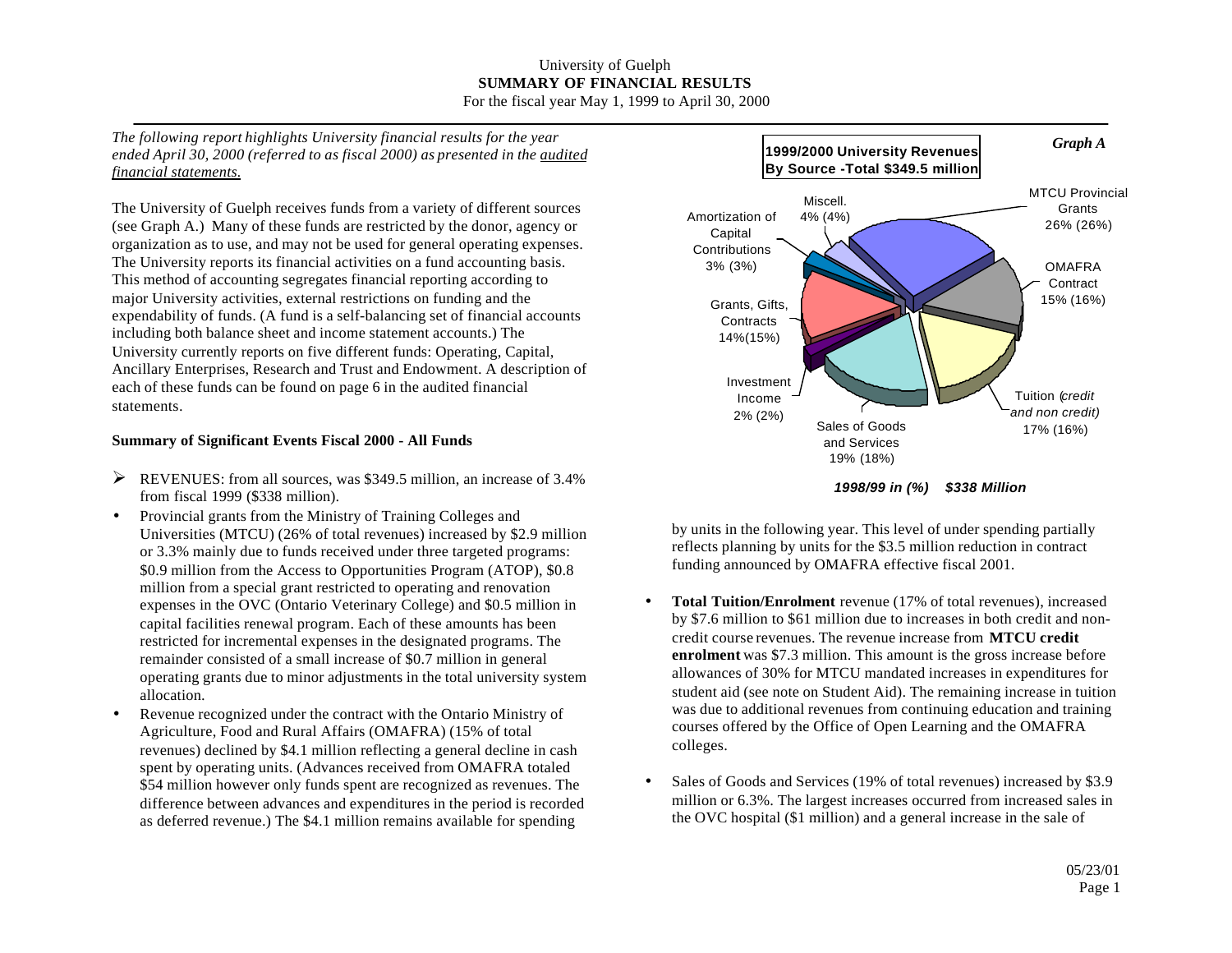University of Guelph

# SUMMARY OF FINANCIAL RESULTS

For the fiscal year May 1, 1999 to April 30, 2000

---

*The following report highlights University financial results for the year ended April 30, 2000 (referred to as fiscal 2000) as presented in the audited financial statements.*

The University of Guelph receives funds from a variety of different sources (see Graph A.) Many of these funds are restricted by the donor, agency or organization as to use, and may not be used for general operating expenses. The University reports its financial activities on a fund accounting basis. This method of accounting segregates financial reporting according to major University activities, external restrictions on funding and the expendability of funds. (A fund is a self-balancing set of financial accounts including both balance sheet and income statement accounts.) The University currently reports on five different funds: Operating, Capital, Ancillary Enterprises, Research and Trust and Endowment. A description of each of these funds can be found on page 6 in the audited financial statements.

**Graph A**

**1999/2000 University Revenues By Source -Total $349.5 million**

| Source | 1999/2000 | 1998/99 |
|---|---|---|
| MTCU Provincial Grants | 26% | (26%) |
| OMAFRA Contract | 15% | (16%) |
| Tuition (credit and non credit) | 17% | (16%) |
| Sales of Goods and Services | 19% | (18%) |
| Investment Income | 2% | (2%) |
| Grants, Gifts, Contracts | 14% | (15%) |
| Amortization of Capital Contributions | 3% | (3%) |
| Miscell. | 4% | (4%) |

***1998/99 in (%) $338 Million***

### Summary of Significant Events Fiscal 2000 - All Funds

- REVENUES: from all sources, was $349.5 million, an increase of 3.4% from fiscal 1999 ($338 million).
- Provincial grants from the Ministry of Training Colleges and Universities (MTCU) (26% of total revenues) increased by $2.9 million or 3.3% mainly due to funds received under three targeted programs: $0.9 million from the Access to Opportunities Program (ATOP), $0.8 million from a special grant restricted to operating and renovation expenses in the OVC (Ontario Veterinary College) and $0.5 million in capital facilities renewal program. Each of these amounts has been restricted for incremental expenses in the designated programs. The remainder consisted of a small increase of $0.7 million in general operating grants due to minor adjustments in the total university system allocation.
- Revenue recognized under the contract with the Ontario Ministry of Agriculture, Food and Rural Affairs (OMAFRA) (15% of total revenues) declined by $4.1 million reflecting a general decline in cash spent by operating units. (Advances received from OMAFRA totaled $54 million however only funds spent are recognized as revenues. The difference between advances and expenditures in the period is recorded as deferred revenue.) The $4.1 million remains available for spending by units in the following year. This level of under spending partially reflects planning by units for the $3.5 million reduction in contract funding announced by OMAFRA effective fiscal 2001.
- **Total Tuition/Enrolment** revenue (17% of total revenues), increased by $7.6 million to $61 million due to increases in both credit and non-credit course revenues. The revenue increase from **MTCU credit enrolment** was $7.3 million. This amount is the gross increase before allowances of 30% for MTCU mandated increases in expenditures for student aid (see note on Student Aid). The remaining increase in tuition was due to additional revenues from continuing education and training courses offered by the Office of Open Learning and the OMAFRA colleges.
- Sales of Goods and Services (19% of total revenues) increased by $3.9 million or 6.3%. The largest increases occurred from increased sales in the OVC hospital ($1 million) and a general increase in the sale of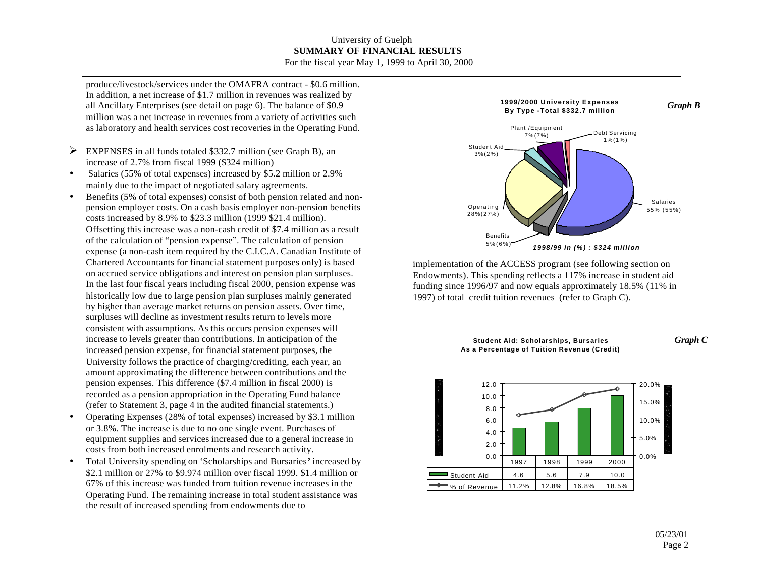produce/livestock/services under the OMAFRA contract - $0.6 million. In addition, a net increase of $1.7 million in revenues was realized by all Ancillary Enterprises (see detail on page 6). The balance of $0.9 million was a net increase in revenues from a variety of activities such as laboratory and health services cost recoveries in the Operating Fund.

- EXPENSES in all funds totaled $332.7 million (see Graph B), an increase of 2.7% from fiscal 1999 ($324 million)
- Salaries (55% of total expenses) increased by $5.2 million or 2.9% mainly due to the impact of negotiated salary agreements.
- Benefits (5% of total expenses) consist of both pension related and non-pension employer costs. On a cash basis employer non-pension benefits costs increased by 8.9% to $23.3 million (1999 $21.4 million). Offsetting this increase was a non-cash credit of $7.4 million as a result of the calculation of "pension expense". The calculation of pension expense (a non-cash item required by the C.I.C.A. Canadian Institute of Chartered Accountants for financial statement purposes only) is based on accrued service obligations and interest on pension plan surpluses. In the last four fiscal years including fiscal 2000, pension expense was historically low due to large pension plan surpluses mainly generated by higher than average market returns on pension assets. Over time, surpluses will decline as investment results return to levels more consistent with assumptions. As this occurs pension expenses will increase to levels greater than contributions. In anticipation of the increased pension expense, for financial statement purposes, the University follows the practice of charging/crediting, each year, an amount approximating the difference between contributions and the pension expenses. This difference ($7.4 million in fiscal 2000) is recorded as a pension appropriation in the Operating Fund balance (refer to Statement 3, page 4 in the audited financial statements.)
- Operating Expenses (28% of total expenses) increased by $3.1 million or 3.8%. The increase is due to no one single event. Purchases of equipment supplies and services increased due to a general increase in costs from both increased enrolments and research activity.
- Total University spending on 'Scholarships and Bursaries' increased by $2.1 million or 27% to $9.974 million over fiscal 1999. $1.4 million or 67% of this increase was funded from tuition revenue increases in the Operating Fund. The remaining increase in total student assistance was the result of increased spending from endowments due to implementation of the ACCESS program (see following section on Endowments). This spending reflects a 117% increase in student aid funding since 1996/97 and now equals approximately 18.5% (11% in 1997) of total credit tuition revenues (refer to Graph C).

***Graph B***

**1999/2000 University Expenses By Type -Total $332.7 million**

| Type | 1999/2000 | 1998/99 |
|---|---|---|
| Salaries | 55% | (55%) |
| Benefits | 5% | (6%) |
| Operating | 28% | (27%) |
| Student Aid | 3% | (2%) |
| Plant /Equipment | 7% | (7%) |
| Debt Servicing | 1% | (1%) |

*1998/99 in (%) : $324 million*

***Graph C***

**Student Aid: Scholarships, Bursaries As a Percentage of Tuition Revenue (Credit)**

| | 1997 | 1998 | 1999 | 2000 |
|---|---|---|---|---|
| Student Aid | 4.6 | 5.6 | 7.9 | 10.0 |
| % of Revenue | 11.2% | 12.8% | 16.8% | 18.5% |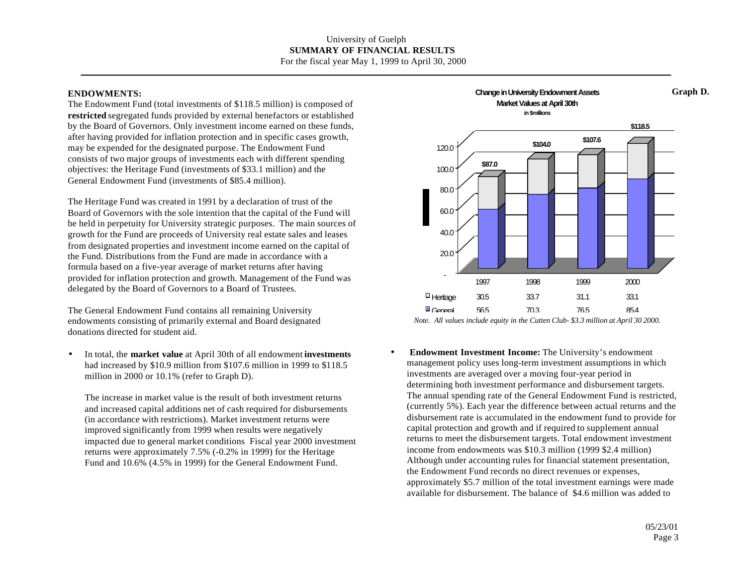University of Guelph
**SUMMARY OF FINANCIAL RESULTS**
For the fiscal year May 1, 1999 to April 30, 2000

## ENDOWMENTS:

The Endowment Fund (total investments of $118.5 million) is composed of **restricted** segregated funds provided by external benefactors or established by the Board of Governors. Only investment income earned on these funds, after having provided for inflation protection and in specific cases growth, may be expended for the designated purpose. The Endowment Fund consists of two major groups of investments each with different spending objectives: the Heritage Fund (investments of $33.1 million) and the General Endowment Fund (investments of $85.4 million).

The Heritage Fund was created in 1991 by a declaration of trust of the Board of Governors with the sole intention that the capital of the Fund will be held in perpetuity for University strategic purposes. The main sources of growth for the Fund are proceeds of University real estate sales and leases from designated properties and investment income earned on the capital of the Fund. Distributions from the Fund are made in accordance with a formula based on a five-year average of market returns after having provided for inflation protection and growth. Management of the Fund was delegated by the Board of Governors to a Board of Trustees.

The General Endowment Fund contains all remaining University endowments consisting of primarily external and Board designated donations directed for student aid.

- In total, the **market value** at April 30th of all endowment **investments** had increased by $10.9 million from $107.6 million in 1999 to $118.5 million in 2000 or 10.1% (refer to Graph D).

  The increase in market value is the result of both investment returns and increased capital additions net of cash required for disbursements (in accordance with restrictions). Market investment returns were improved significantly from 1999 when results were negatively impacted due to general market conditions Fiscal year 2000 investment returns were approximately 7.5% (-0.2% in 1999) for the Heritage Fund and 10.6% (4.5% in 1999) for the General Endowment Fund.

**Graph D.**

**Change in University Endowment Assets**
**Market Values at April 30th**
**in $millions**

| | 1997 | 1998 | 1999 | 2000 |
|---|---|---|---|---|
| Total | $87.0 | $104.0 | $107.6 | $118.5 |
| Heritage | 30.5 | 33.7 | 31.1 | 33.1 |
| General | 56.5 | 70.3 | 76.5 | 85.4 |

*Note. All values include equity in the Cutten Club- $3.3 million at April 30 2000.*

- **Endowment Investment Income:** The University's endowment management policy uses long-term investment assumptions in which investments are averaged over a moving four-year period in determining both investment performance and disbursement targets. The annual spending rate of the General Endowment Fund is restricted, (currently 5%). Each year the difference between actual returns and the disbursement rate is accumulated in the endowment fund to provide for capital protection and growth and if required to supplement annual returns to meet the disbursement targets. Total endowment investment income from endowments was $10.3 million (1999 $2.4 million) Although under accounting rules for financial statement presentation, the Endowment Fund records no direct revenues or expenses, approximately $5.7 million of the total investment earnings were made available for disbursement. The balance of $4.6 million was added to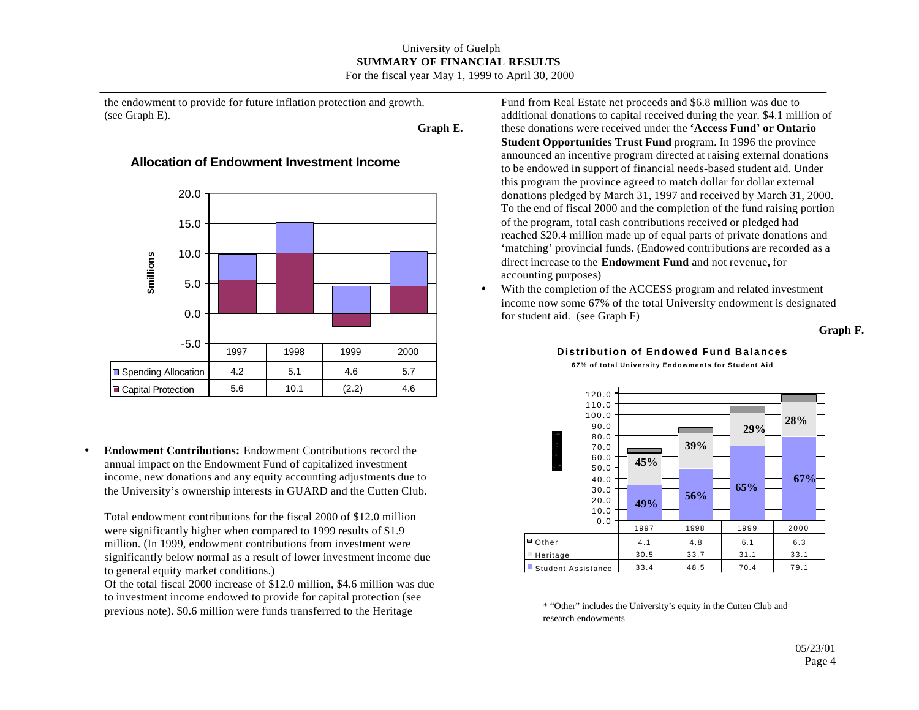the endowment to provide for future inflation protection and growth. (see Graph E).

**Graph E.**

**Allocation of Endowment Investment Income**

| $millions | 1997 | 1998 | 1999 | 2000 |
|---|---|---|---|---|
| Spending Allocation | 4.2 | 5.1 | 4.6 | 5.7 |
| Capital Protection | 5.6 | 10.1 | (2.2) | 4.6 |

- **Endowment Contributions:** Endowment Contributions record the annual impact on the Endowment Fund of capitalized investment income, new donations and any equity accounting adjustments due to the University's ownership interests in GUARD and the Cutten Club.

  Total endowment contributions for the fiscal 2000 of $12.0 million were significantly higher when compared to 1999 results of $1.9 million. (In 1999, endowment contributions from investment were significantly below normal as a result of lower investment income due to general equity market conditions.)
  Of the total fiscal 2000 increase of $12.0 million, $4.6 million was due to investment income endowed to provide for capital protection (see previous note). $0.6 million were funds transferred to the Heritage Fund from Real Estate net proceeds and $6.8 million was due to additional donations to capital received during the year. $4.1 million of these donations were received under the **'Access Fund' or Ontario Student Opportunities Trust Fund** program. In 1996 the province announced an incentive program directed at raising external donations to be endowed in support of financial needs-based student aid. Under this program the province agreed to match dollar for dollar external donations pledged by March 31, 1997 and received by March 31, 2000. To the end of fiscal 2000 and the completion of the fund raising portion of the program, total cash contributions received or pledged had reached $20.4 million made up of equal parts of private donations and 'matching' provincial funds. (Endowed contributions are recorded as a direct increase to the **Endowment Fund** and not revenue**,** for accounting purposes)

- With the completion of the ACCESS program and related investment income now some 67% of the total University endowment is designated for student aid. (see Graph F)

**Graph F.**

**Distribution of Endowed Fund Balances**

**67% of total University Endowments for Student Aid**

| | 1997 | 1998 | 1999 | 2000 |
|---|---|---|---|---|
| Other | 4.1 | 4.8 | 6.1 | 6.3 |
| Heritage | 30.5 | 33.7 | 31.1 | 33.1 |
| Student Assistance | 33.4 | 48.5 | 70.4 | 79.1 |
| Heritage % | 45% | 39% | 29% | 28% |
| Student Assistance % | 49% | 56% | 65% | 67% |

\* "Other" includes the University's equity in the Cutten Club and research endowments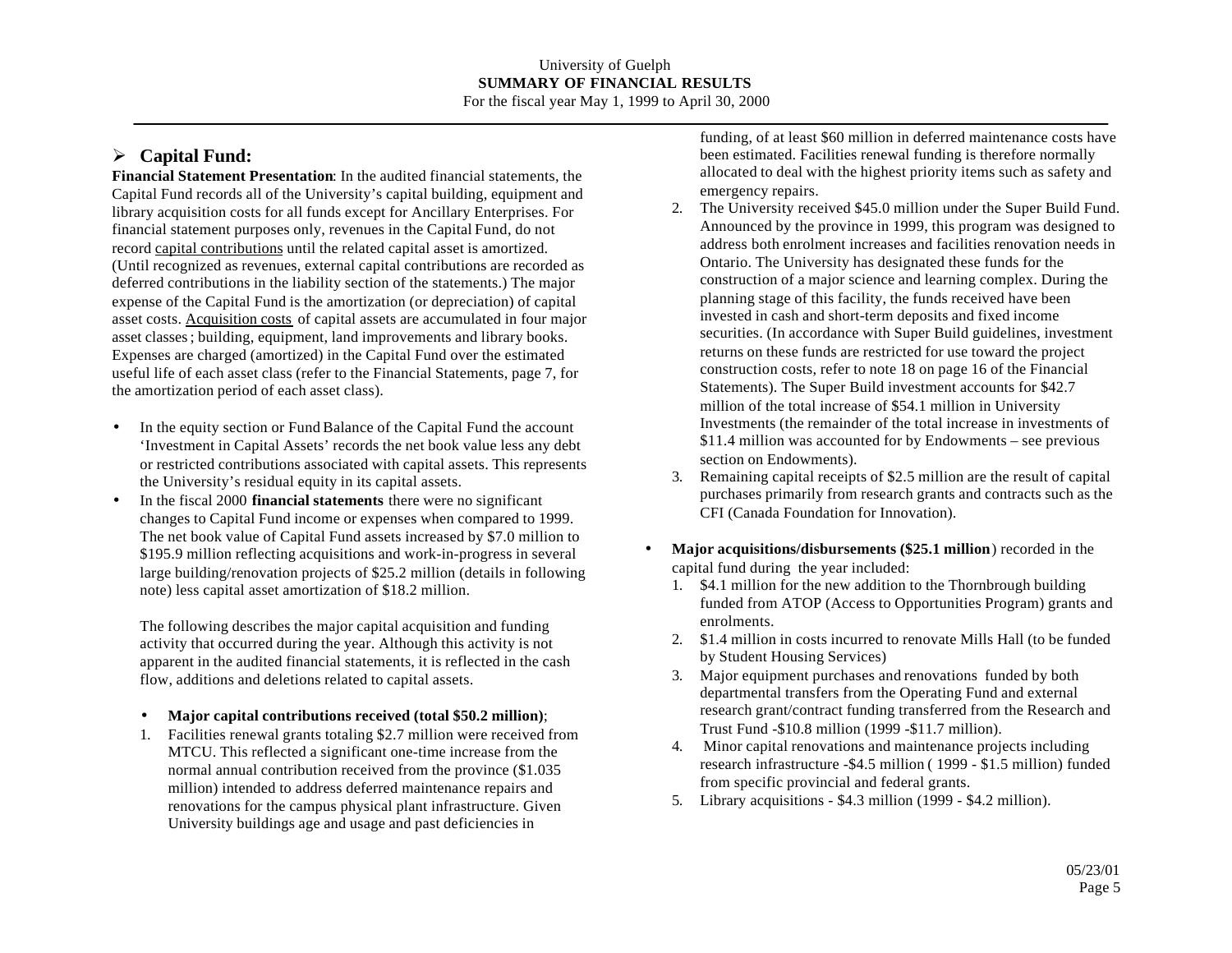## Capital Fund:

**Financial Statement Presentation**: In the audited financial statements, the Capital Fund records all of the University's capital building, equipment and library acquisition costs for all funds except for Ancillary Enterprises. For financial statement purposes only, revenues in the Capital Fund, do not record capital contributions until the related capital asset is amortized. (Until recognized as revenues, external capital contributions are recorded as deferred contributions in the liability section of the statements.) The major expense of the Capital Fund is the amortization (or depreciation) of capital asset costs. Acquisition costs of capital assets are accumulated in four major asset classes; building, equipment, land improvements and library books. Expenses are charged (amortized) in the Capital Fund over the estimated useful life of each asset class (refer to the Financial Statements, page 7, for the amortization period of each asset class).

- In the equity section or Fund Balance of the Capital Fund the account 'Investment in Capital Assets' records the net book value less any debt or restricted contributions associated with capital assets. This represents the University's residual equity in its capital assets.
- In the fiscal 2000 **financial statements** there were no significant changes to Capital Fund income or expenses when compared to 1999. The net book value of Capital Fund assets increased by $7.0 million to $195.9 million reflecting acquisitions and work-in-progress in several large building/renovation projects of $25.2 million (details in following note) less capital asset amortization of $18.2 million.

  The following describes the major capital acquisition and funding activity that occurred during the year. Although this activity is not apparent in the audited financial statements, it is reflected in the cash flow, additions and deletions related to capital assets.

  - **Major capital contributions received (total $50.2 million)**;

  1. Facilities renewal grants totaling $2.7 million were received from MTCU. This reflected a significant one-time increase from the normal annual contribution received from the province ($1.035 million) intended to address deferred maintenance repairs and renovations for the campus physical plant infrastructure. Given University buildings age and usage and past deficiencies in funding, of at least $60 million in deferred maintenance costs have been estimated. Facilities renewal funding is therefore normally allocated to deal with the highest priority items such as safety and emergency repairs.
  2. The University received $45.0 million under the Super Build Fund. Announced by the province in 1999, this program was designed to address both enrolment increases and facilities renovation needs in Ontario. The University has designated these funds for the construction of a major science and learning complex. During the planning stage of this facility, the funds received have been invested in cash and short-term deposits and fixed income securities. (In accordance with Super Build guidelines, investment returns on these funds are restricted for use toward the project construction costs, refer to note 18 on page 16 of the Financial Statements). The Super Build investment accounts for $42.7 million of the total increase of $54.1 million in University Investments (the remainder of the total increase in investments of $11.4 million was accounted for by Endowments – see previous section on Endowments).
  3. Remaining capital receipts of $2.5 million are the result of capital purchases primarily from research grants and contracts such as the CFI (Canada Foundation for Innovation).

- **Major acquisitions/disbursements ($25.1 million**) recorded in the capital fund during the year included:
  1. $4.1 million for the new addition to the Thornbrough building funded from ATOP (Access to Opportunities Program) grants and enrolments.
  2. $1.4 million in costs incurred to renovate Mills Hall (to be funded by Student Housing Services)
  3. Major equipment purchases and renovations funded by both departmental transfers from the Operating Fund and external research grant/contract funding transferred from the Research and Trust Fund -$10.8 million (1999 -$11.7 million).
  4. Minor capital renovations and maintenance projects including research infrastructure -$4.5 million ( 1999 - $1.5 million) funded from specific provincial and federal grants.
  5. Library acquisitions - $4.3 million (1999 - $4.2 million).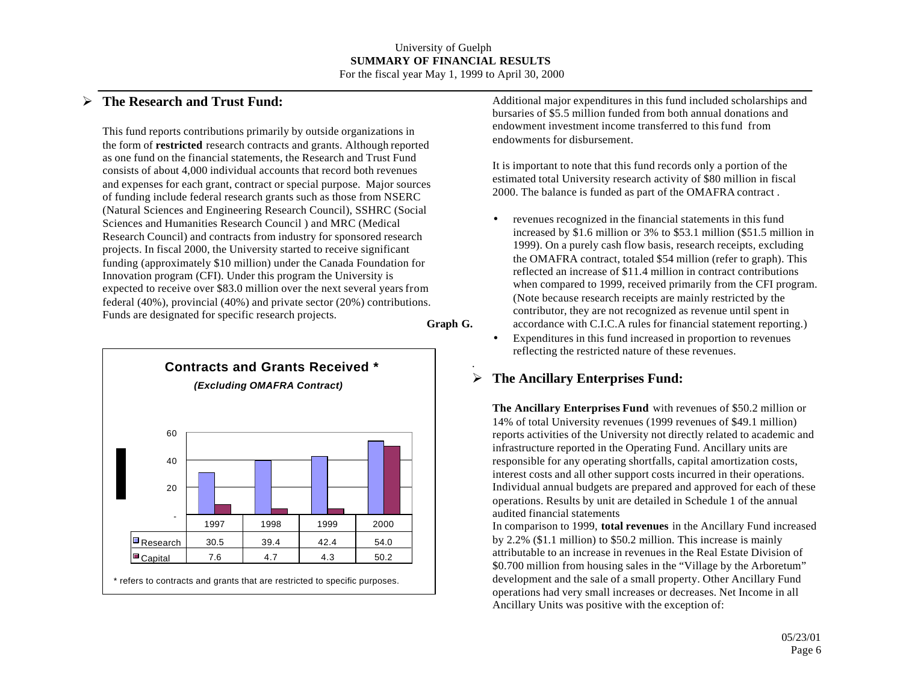University of Guelph
**SUMMARY OF FINANCIAL RESULTS**
For the fiscal year May 1, 1999 to April 30, 2000

## The Research and Trust Fund:

This fund reports contributions primarily by outside organizations in the form of **restricted** research contracts and grants. Although reported as one fund on the financial statements, the Research and Trust Fund consists of about 4,000 individual accounts that record both revenues and expenses for each grant, contract or special purpose. Major sources of funding include federal research grants such as those from NSERC (Natural Sciences and Engineering Research Council), SSHRC (Social Sciences and Humanities Research Council ) and MRC (Medical Research Council) and contracts from industry for sponsored research projects. In fiscal 2000, the University started to receive significant funding (approximately $10 million) under the Canada Foundation for Innovation program (CFI). Under this program the University is expected to receive over $83.0 million over the next several years from federal (40%), provincial (40%) and private sector (20%) contributions. Funds are designated for specific research projects.

**Graph G.**

**Contracts and Grants Received ***

***(Excluding OMAFRA Contract)***

| | 1997 | 1998 | 1999 | 2000 |
|---|---|---|---|---|
| Research | 30.5 | 39.4 | 42.4 | 54.0 |
| Capital | 7.6 | 4.7 | 4.3 | 50.2 |

* refers to contracts and grants that are restricted to specific purposes.

Additional major expenditures in this fund included scholarships and bursaries of $5.5 million funded from both annual donations and endowment investment income transferred to this fund from endowments for disbursement.

It is important to note that this fund records only a portion of the estimated total University research activity of $80 million in fiscal 2000. The balance is funded as part of the OMAFRA contract .

- revenues recognized in the financial statements in this fund increased by $1.6 million or 3% to $53.1 million ($51.5 million in 1999). On a purely cash flow basis, research receipts, excluding the OMAFRA contract, totaled $54 million (refer to graph). This reflected an increase of $11.4 million in contract contributions when compared to 1999, received primarily from the CFI program. (Note because research receipts are mainly restricted by the contributor, they are not recognized as revenue until spent in accordance with C.I.C.A rules for financial statement reporting.)
- Expenditures in this fund increased in proportion to revenues reflecting the restricted nature of these revenues.

## The Ancillary Enterprises Fund:

**The Ancillary Enterprises Fund** with revenues of $50.2 million or 14% of total University revenues (1999 revenues of $49.1 million) reports activities of the University not directly related to academic and infrastructure reported in the Operating Fund. Ancillary units are responsible for any operating shortfalls, capital amortization costs, interest costs and all other support costs incurred in their operations. Individual annual budgets are prepared and approved for each of these operations. Results by unit are detailed in Schedule 1 of the annual audited financial statements

In comparison to 1999, **total revenues** in the Ancillary Fund increased by 2.2% ($1.1 million) to $50.2 million. This increase is mainly attributable to an increase in revenues in the Real Estate Division of $0.700 million from housing sales in the "Village by the Arboretum" development and the sale of a small property. Other Ancillary Fund operations had very small increases or decreases. Net Income in all Ancillary Units was positive with the exception of: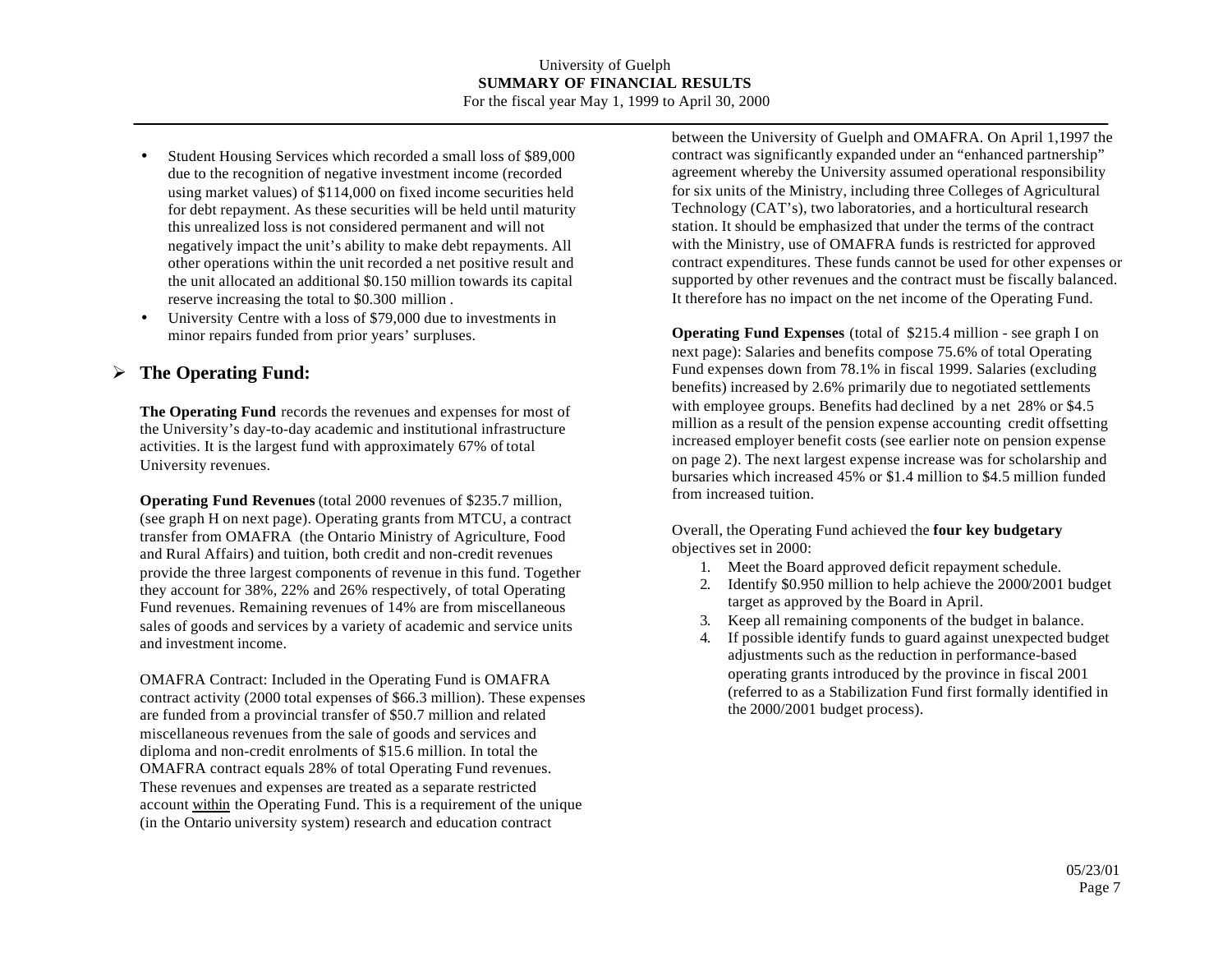- Student Housing Services which recorded a small loss of $89,000 due to the recognition of negative investment income (recorded using market values) of $114,000 on fixed income securities held for debt repayment. As these securities will be held until maturity this unrealized loss is not considered permanent and will not negatively impact the unit's ability to make debt repayments. All other operations within the unit recorded a net positive result and the unit allocated an additional $0.150 million towards its capital reserve increasing the total to $0.300 million .
- University Centre with a loss of $79,000 due to investments in minor repairs funded from prior years' surpluses.

## The Operating Fund:

**The Operating Fund** records the revenues and expenses for most of the University's day-to-day academic and institutional infrastructure activities. It is the largest fund with approximately 67% of total University revenues.

**Operating Fund Revenues** (total 2000 revenues of $235.7 million, (see graph H on next page). Operating grants from MTCU, a contract transfer from OMAFRA (the Ontario Ministry of Agriculture, Food and Rural Affairs) and tuition, both credit and non-credit revenues provide the three largest components of revenue in this fund. Together they account for 38%, 22% and 26% respectively, of total Operating Fund revenues. Remaining revenues of 14% are from miscellaneous sales of goods and services by a variety of academic and service units and investment income.

OMAFRA Contract: Included in the Operating Fund is OMAFRA contract activity (2000 total expenses of $66.3 million). These expenses are funded from a provincial transfer of $50.7 million and related miscellaneous revenues from the sale of goods and services and diploma and non-credit enrolments of $15.6 million. In total the OMAFRA contract equals 28% of total Operating Fund revenues. These revenues and expenses are treated as a separate restricted account within the Operating Fund. This is a requirement of the unique (in the Ontario university system) research and education contract between the University of Guelph and OMAFRA. On April 1,1997 the contract was significantly expanded under an "enhanced partnership" agreement whereby the University assumed operational responsibility for six units of the Ministry, including three Colleges of Agricultural Technology (CAT's), two laboratories, and a horticultural research station. It should be emphasized that under the terms of the contract with the Ministry, use of OMAFRA funds is restricted for approved contract expenditures. These funds cannot be used for other expenses or supported by other revenues and the contract must be fiscally balanced. It therefore has no impact on the net income of the Operating Fund.

**Operating Fund Expenses** (total of $215.4 million - see graph I on next page): Salaries and benefits compose 75.6% of total Operating Fund expenses down from 78.1% in fiscal 1999. Salaries (excluding benefits) increased by 2.6% primarily due to negotiated settlements with employee groups. Benefits had declined by a net 28% or $4.5 million as a result of the pension expense accounting credit offsetting increased employer benefit costs (see earlier note on pension expense on page 2). The next largest expense increase was for scholarship and bursaries which increased 45% or $1.4 million to $4.5 million funded from increased tuition.

Overall, the Operating Fund achieved the **four key budgetary** objectives set in 2000:

1. Meet the Board approved deficit repayment schedule.
2. Identify $0.950 million to help achieve the 2000/2001 budget target as approved by the Board in April.
3. Keep all remaining components of the budget in balance.
4. If possible identify funds to guard against unexpected budget adjustments such as the reduction in performance-based operating grants introduced by the province in fiscal 2001 (referred to as a Stabilization Fund first formally identified in the 2000/2001 budget process).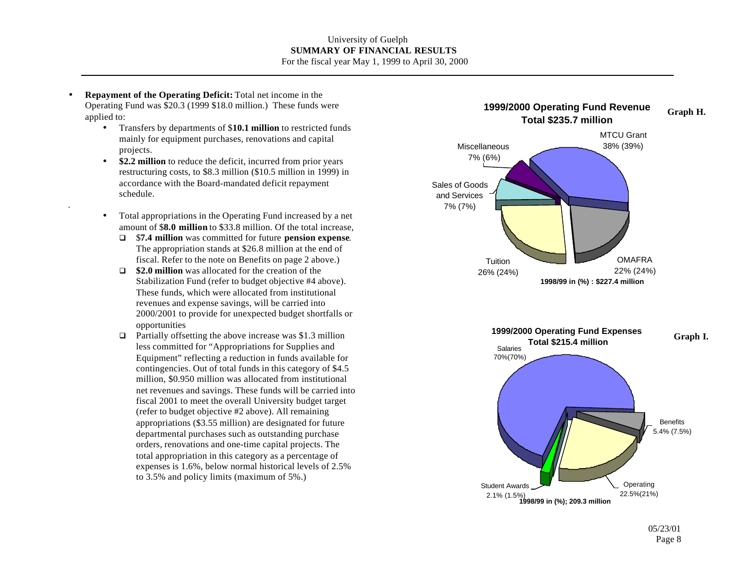University of Guelph
**SUMMARY OF FINANCIAL RESULTS**
For the fiscal year May 1, 1999 to April 30, 2000

- **Repayment of the Operating Deficit:** Total net income in the Operating Fund was $20.3 (1999 $18.0 million.) These funds were applied to:
  - Transfers by departments of $**10.1 million** to restricted funds mainly for equipment purchases, renovations and capital projects.
  - **$2.2 million** to reduce the deficit, incurred from prior years restructuring costs, to $8.3 million ($10.5 million in 1999) in accordance with the Board-mandated deficit repayment schedule.

  - Total appropriations in the Operating Fund increased by a net amount of $**8.0 million** to $33.8 million. Of the total increase,
    - $**7.4 million** was committed for future **pension expense**. The appropriation stands at $26.8 million at the end of fiscal. Refer to the note on Benefits on page 2 above.)
    - **$2.0 million** was allocated for the creation of the Stabilization Fund (refer to budget objective #4 above). These funds, which were allocated from institutional revenues and expense savings, will be carried into 2000/2001 to provide for unexpected budget shortfalls or opportunities
    - Partially offsetting the above increase was $1.3 million less committed for "Appropriations for Supplies and Equipment" reflecting a reduction in funds available for contingencies. Out of total funds in this category of $4.5 million, $0.950 million was allocated from institutional net revenues and savings. These funds will be carried into fiscal 2001 to meet the overall University budget target (refer to budget objective #2 above). All remaining appropriations ($3.55 million) are designated for future departmental purchases such as outstanding purchase orders, renovations and one-time capital projects. The total appropriation in this category as a percentage of expenses is 1.6%, below normal historical levels of 2.5% to 3.5% and policy limits (maximum of 5%.)

**Graph H.**

**1999/2000 Operating Fund Revenue**
**Total $235.7 million**

- MTCU Grant 38% (39%)
- OMAFRA 22% (24%)
- Tuition 26% (24%)
- Sales of Goods and Services 7% (7%)
- Miscellaneous 7% (6%)

**1998/99 in (%) : $227.4 million**

**Graph I.**

**1999/2000 Operating Fund Expenses**
**Total $215.4 million**

- Salaries 70%(70%)
- Benefits 5.4% (7.5%)
- Operating 22.5%(21%)
- Student Awards 2.1% (1.5%)

**1998/99 in (%); 209.3 million**

05/23/01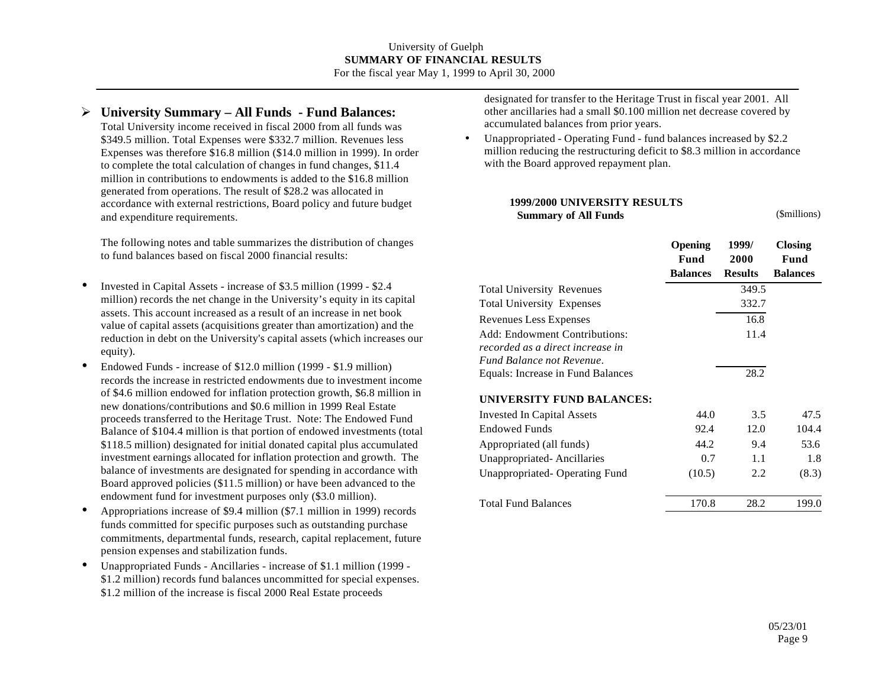University of Guelph
**SUMMARY OF FINANCIAL RESULTS**
For the fiscal year May 1, 1999 to April 30, 2000

## University Summary – All Funds - Fund Balances:

Total University income received in fiscal 2000 from all funds was $349.5 million. Total Expenses were $332.7 million. Revenues less Expenses was therefore $16.8 million ($14.0 million in 1999). In order to complete the total calculation of changes in fund changes, $11.4 million in contributions to endowments is added to the $16.8 million generated from operations. The result of $28.2 was allocated in accordance with external restrictions, Board policy and future budget and expenditure requirements.

The following notes and table summarizes the distribution of changes to fund balances based on fiscal 2000 financial results:

- Invested in Capital Assets - increase of $3.5 million (1999 - $2.4 million) records the net change in the University's equity in its capital assets. This account increased as a result of an increase in net book value of capital assets (acquisitions greater than amortization) and the reduction in debt on the University's capital assets (which increases our equity).
- Endowed Funds - increase of $12.0 million (1999 - $1.9 million) records the increase in restricted endowments due to investment income of $4.6 million endowed for inflation protection growth, $6.8 million in new donations/contributions and $0.6 million in 1999 Real Estate proceeds transferred to the Heritage Trust. Note: The Endowed Fund Balance of $104.4 million is that portion of endowed investments (total $118.5 million) designated for initial donated capital plus accumulated investment earnings allocated for inflation protection and growth. The balance of investments are designated for spending in accordance with Board approved policies ($11.5 million) or have been advanced to the endowment fund for investment purposes only ($3.0 million).
- Appropriations increase of $9.4 million ($7.1 million in 1999) records funds committed for specific purposes such as outstanding purchase commitments, departmental funds, research, capital replacement, future pension expenses and stabilization funds.
- Unappropriated Funds - Ancillaries - increase of $1.1 million (1999 - $1.2 million) records fund balances uncommitted for special expenses. $1.2 million of the increase is fiscal 2000 Real Estate proceeds designated for transfer to the Heritage Trust in fiscal year 2001. All other ancillaries had a small $0.100 million net decrease covered by accumulated balances from prior years.
- Unappropriated - Operating Fund - fund balances increased by $2.2 million reducing the restructuring deficit to $8.3 million in accordance with the Board approved repayment plan.

**1999/2000 UNIVERSITY RESULTS**
**Summary of All Funds** ($millions)

| | Opening Fund Balances | 1999/ 2000 Results | Closing Fund Balances |
|---|---|---|---|
| Total University Revenues | | 349.5 | |
| Total University Expenses | | 332.7 | |
| Revenues Less Expenses | | 16.8 | |
| Add: Endowment Contributions: *recorded as a direct increase in Fund Balance not Revenue.* | | 11.4 | |
| Equals: Increase in Fund Balances | | 28.2 | |
| **UNIVERSITY FUND BALANCES:** | | | |
| Invested In Capital Assets | 44.0 | 3.5 | 47.5 |
| Endowed Funds | 92.4 | 12.0 | 104.4 |
| Appropriated (all funds) | 44.2 | 9.4 | 53.6 |
| Unappropriated- Ancillaries | 0.7 | 1.1 | 1.8 |
| Unappropriated- Operating Fund | (10.5) | 2.2 | (8.3) |
| Total Fund Balances | 170.8 | 28.2 | 199.0 |

05/23/01